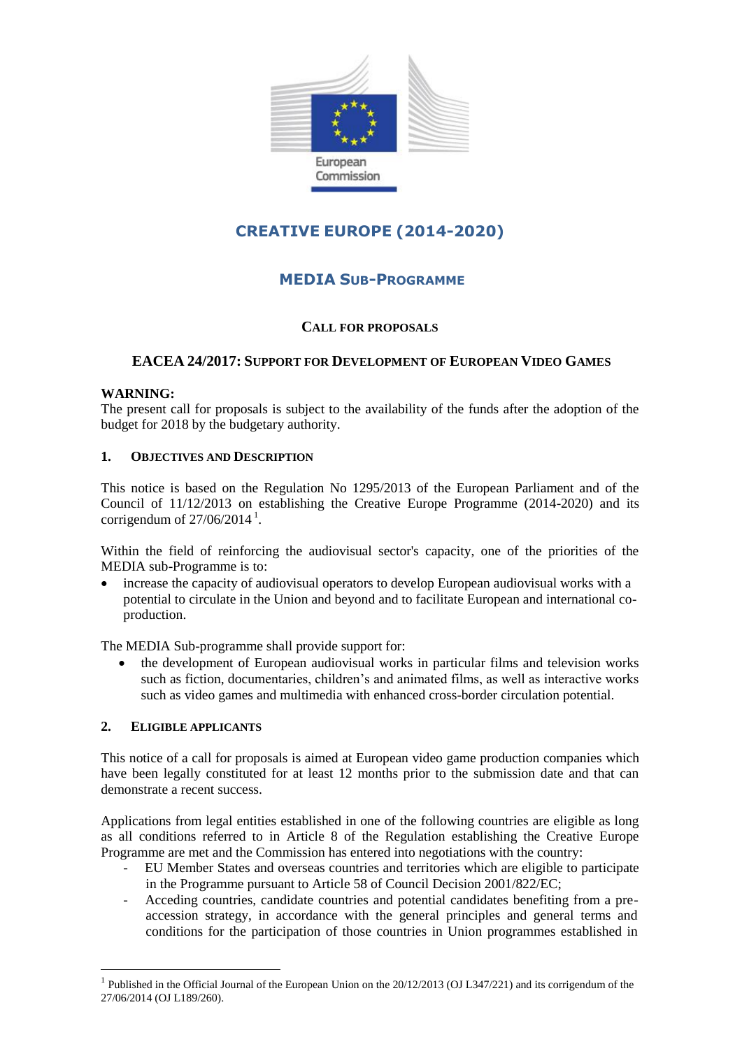European Commission

# CREATIVE EUROPE (2014-2020)

## MEDIA SUB-PROGRAMME

### CALL FOR PROPOSALS

### EACEA 24/2017: SUPPORT FOR DEVELOPMENT OF EUROPEAN VIDEO GAMES

**WARNING:**
The present call for proposals is subject to the availability of the funds after the adoption of the budget for 2018 by the budgetary authority.

#### 1. OBJECTIVES AND DESCRIPTION

This notice is based on the Regulation No 1295/2013 of the European Parliament and of the Council of 11/12/2013 on establishing the Creative Europe Programme (2014-2020) and its corrigendum of 27/06/2014 [1].

Within the field of reinforcing the audiovisual sector's capacity, one of the priorities of the MEDIA sub-Programme is to:

- increase the capacity of audiovisual operators to develop European audiovisual works with a potential to circulate in the Union and beyond and to facilitate European and international co-production.

The MEDIA Sub-programme shall provide support for:

- the development of European audiovisual works in particular films and television works such as fiction, documentaries, children's and animated films, as well as interactive works such as video games and multimedia with enhanced cross-border circulation potential.

#### 2. ELIGIBLE APPLICANTS

This notice of a call for proposals is aimed at European video game production companies which have been legally constituted for at least 12 months prior to the submission date and that can demonstrate a recent success.

Applications from legal entities established in one of the following countries are eligible as long as all conditions referred to in Article 8 of the Regulation establishing the Creative Europe Programme are met and the Commission has entered into negotiations with the country:

- EU Member States and overseas countries and territories which are eligible to participate in the Programme pursuant to Article 58 of Council Decision 2001/822/EC;
- Acceding countries, candidate countries and potential candidates benefiting from a pre-accession strategy, in accordance with the general principles and general terms and conditions for the participation of those countries in Union programmes established in

[1] Published in the Official Journal of the European Union on the 20/12/2013 (OJ L347/221) and its corrigendum of the 27/06/2014 (OJ L189/260).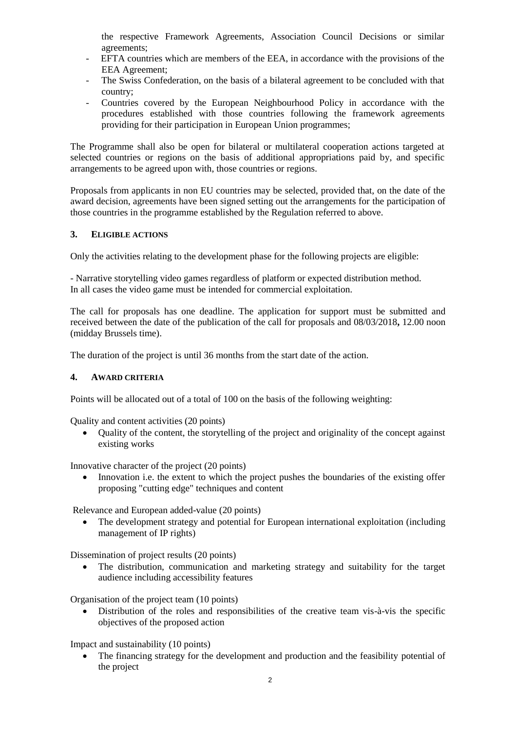the respective Framework Agreements, Association Council Decisions or similar agreements;

- EFTA countries which are members of the EEA, in accordance with the provisions of the EEA Agreement;
- The Swiss Confederation, on the basis of a bilateral agreement to be concluded with that country;
- Countries covered by the European Neighbourhood Policy in accordance with the procedures established with those countries following the framework agreements providing for their participation in European Union programmes;

The Programme shall also be open for bilateral or multilateral cooperation actions targeted at selected countries or regions on the basis of additional appropriations paid by, and specific arrangements to be agreed upon with, those countries or regions.

Proposals from applicants in non EU countries may be selected, provided that, on the date of the award decision, agreements have been signed setting out the arrangements for the participation of those countries in the programme established by the Regulation referred to above.

## 3. ELIGIBLE ACTIONS

Only the activities relating to the development phase for the following projects are eligible:

- Narrative storytelling video games regardless of platform or expected distribution method.
In all cases the video game must be intended for commercial exploitation.

The call for proposals has one deadline. The application for support must be submitted and received between the date of the publication of the call for proposals and 08/03/2018**,** 12.00 noon (midday Brussels time).

The duration of the project is until 36 months from the start date of the action.

## 4. AWARD CRITERIA

Points will be allocated out of a total of 100 on the basis of the following weighting:

Quality and content activities (20 points)

- Quality of the content, the storytelling of the project and originality of the concept against existing works

Innovative character of the project (20 points)

- Innovation i.e. the extent to which the project pushes the boundaries of the existing offer proposing "cutting edge" techniques and content

Relevance and European added-value (20 points)

- The development strategy and potential for European international exploitation (including management of IP rights)

Dissemination of project results (20 points)

- The distribution, communication and marketing strategy and suitability for the target audience including accessibility features

Organisation of the project team (10 points)

- Distribution of the roles and responsibilities of the creative team vis-à-vis the specific objectives of the proposed action

Impact and sustainability (10 points)

- The financing strategy for the development and production and the feasibility potential of the project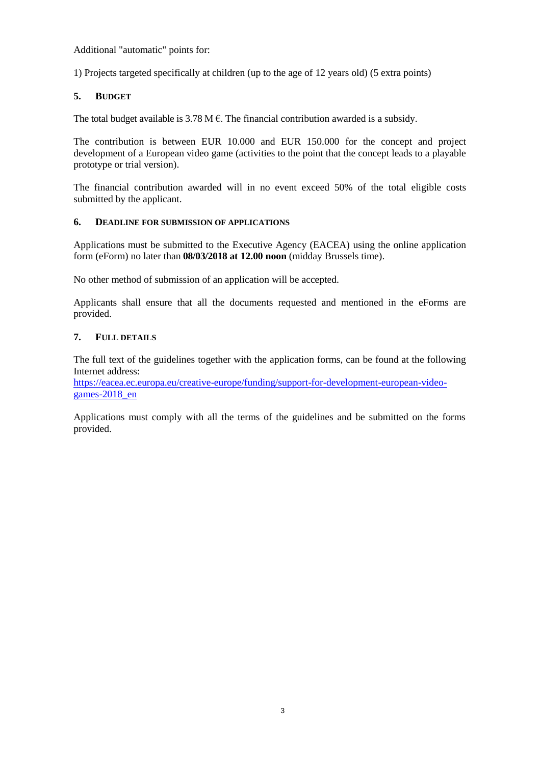Additional "automatic" points for:

1) Projects targeted specifically at children (up to the age of 12 years old) (5 extra points)

## 5. BUDGET

The total budget available is 3.78 M €. The financial contribution awarded is a subsidy.

The contribution is between EUR 10.000 and EUR 150.000 for the concept and project development of a European video game (activities to the point that the concept leads to a playable prototype or trial version).

The financial contribution awarded will in no event exceed 50% of the total eligible costs submitted by the applicant.

## 6. DEADLINE FOR SUBMISSION OF APPLICATIONS

Applications must be submitted to the Executive Agency (EACEA) using the online application form (eForm) no later than **08/03/2018 at 12.00 noon** (midday Brussels time).

No other method of submission of an application will be accepted.

Applicants shall ensure that all the documents requested and mentioned in the eForms are provided.

## 7. FULL DETAILS

The full text of the guidelines together with the application forms, can be found at the following Internet address:
https://eacea.ec.europa.eu/creative-europe/funding/support-for-development-european-video-games-2018_en

Applications must comply with all the terms of the guidelines and be submitted on the forms provided.